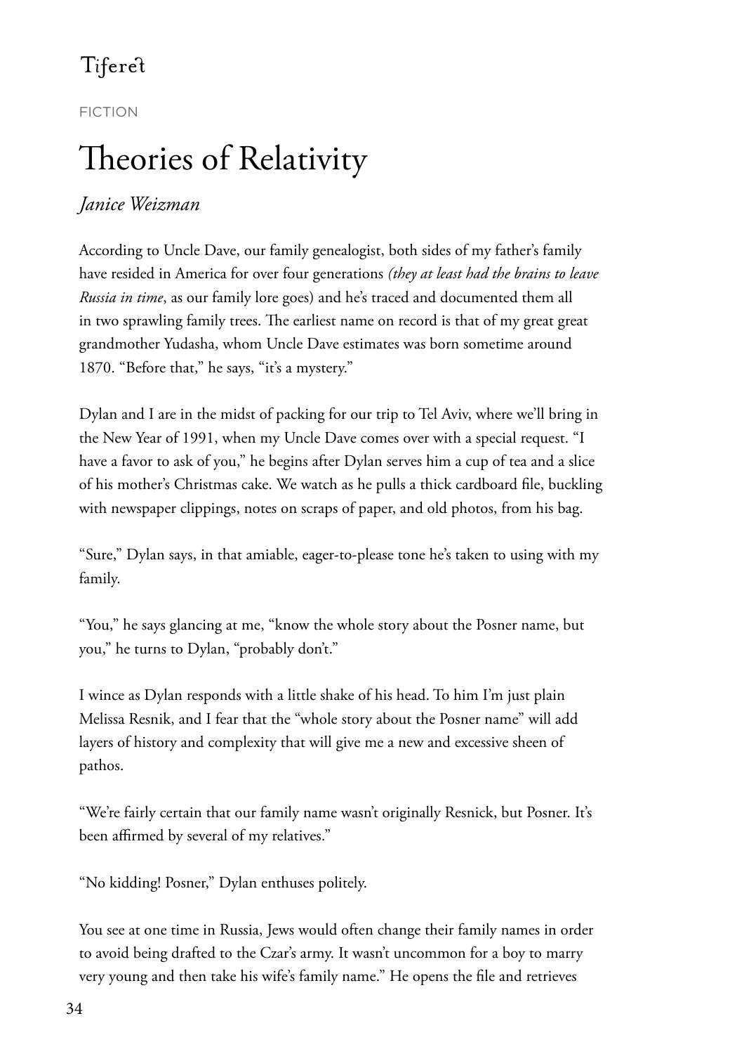Tiferet

FICTION

# Theories of Relativity

*Janice Weizman*

According to Uncle Dave, our family genealogist, both sides of my father's family have resided in America for over four generations *(they at least had the brains to leave Russia in time*, as our family lore goes) and he's traced and documented them all in two sprawling family trees. The earliest name on record is that of my great great grandmother Yudasha, whom Uncle Dave estimates was born sometime around 1870. "Before that," he says, "it's a mystery."

Dylan and I are in the midst of packing for our trip to Tel Aviv, where we'll bring in the New Year of 1991, when my Uncle Dave comes over with a special request. "I have a favor to ask of you," he begins after Dylan serves him a cup of tea and a slice of his mother's Christmas cake. We watch as he pulls a thick cardboard file, buckling with newspaper clippings, notes on scraps of paper, and old photos, from his bag.

"Sure," Dylan says, in that amiable, eager-to-please tone he's taken to using with my family.

"You," he says glancing at me, "know the whole story about the Posner name, but you," he turns to Dylan, "probably don't."

I wince as Dylan responds with a little shake of his head. To him I'm just plain Melissa Resnik, and I fear that the "whole story about the Posner name" will add layers of history and complexity that will give me a new and excessive sheen of pathos.

"We're fairly certain that our family name wasn't originally Resnick, but Posner. It's been affirmed by several of my relatives."

"No kidding! Posner," Dylan enthuses politely.

You see at one time in Russia, Jews would often change their family names in order to avoid being drafted to the Czar's army. It wasn't uncommon for a boy to marry very young and then take his wife's family name." He opens the file and retrieves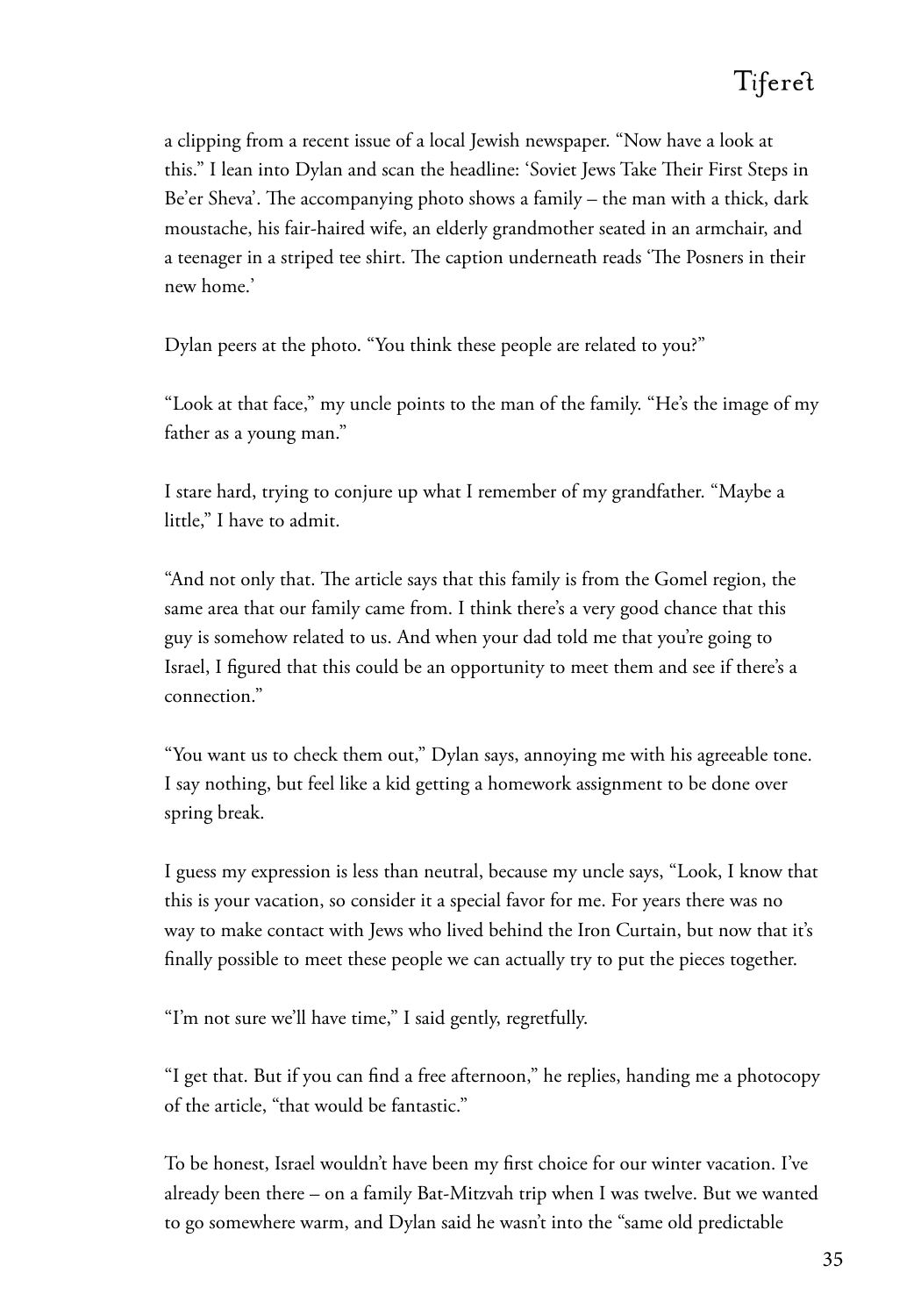a clipping from a recent issue of a local Jewish newspaper. "Now have a look at this." I lean into Dylan and scan the headline: 'Soviet Jews Take Their First Steps in Be'er Sheva'. The accompanying photo shows a family – the man with a thick, dark moustache, his fair-haired wife, an elderly grandmother seated in an armchair, and a teenager in a striped tee shirt. The caption underneath reads 'The Posners in their new home.'

Dylan peers at the photo. "You think these people are related to you?"

"Look at that face," my uncle points to the man of the family. "He's the image of my father as a young man."

I stare hard, trying to conjure up what I remember of my grandfather. "Maybe a little," I have to admit.

"And not only that. The article says that this family is from the Gomel region, the same area that our family came from. I think there's a very good chance that this guy is somehow related to us. And when your dad told me that you're going to Israel, I figured that this could be an opportunity to meet them and see if there's a connection."

"You want us to check them out," Dylan says, annoying me with his agreeable tone. I say nothing, but feel like a kid getting a homework assignment to be done over spring break.

I guess my expression is less than neutral, because my uncle says, "Look, I know that this is your vacation, so consider it a special favor for me. For years there was no way to make contact with Jews who lived behind the Iron Curtain, but now that it's finally possible to meet these people we can actually try to put the pieces together.

"I'm not sure we'll have time," I said gently, regretfully.

"I get that. But if you can find a free afternoon," he replies, handing me a photocopy of the article, "that would be fantastic."

To be honest, Israel wouldn't have been my first choice for our winter vacation. I've already been there – on a family Bat-Mitzvah trip when I was twelve. But we wanted to go somewhere warm, and Dylan said he wasn't into the "same old predictable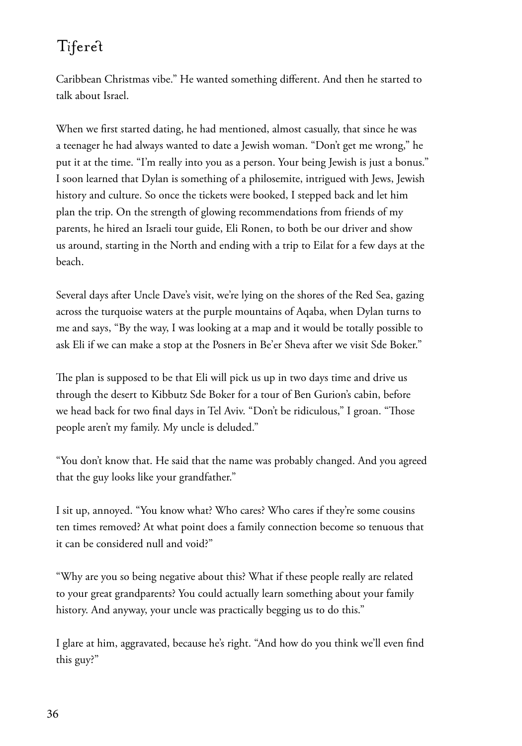Caribbean Christmas vibe." He wanted something different. And then he started to talk about Israel.

When we first started dating, he had mentioned, almost casually, that since he was a teenager he had always wanted to date a Jewish woman. "Don't get me wrong," he put it at the time. "I'm really into you as a person. Your being Jewish is just a bonus." I soon learned that Dylan is something of a philosemite, intrigued with Jews, Jewish history and culture. So once the tickets were booked, I stepped back and let him plan the trip. On the strength of glowing recommendations from friends of my parents, he hired an Israeli tour guide, Eli Ronen, to both be our driver and show us around, starting in the North and ending with a trip to Eilat for a few days at the beach.

Several days after Uncle Dave's visit, we're lying on the shores of the Red Sea, gazing across the turquoise waters at the purple mountains of Aqaba, when Dylan turns to me and says, "By the way, I was looking at a map and it would be totally possible to ask Eli if we can make a stop at the Posners in Be'er Sheva after we visit Sde Boker."

The plan is supposed to be that Eli will pick us up in two days time and drive us through the desert to Kibbutz Sde Boker for a tour of Ben Gurion's cabin, before we head back for two final days in Tel Aviv. "Don't be ridiculous," I groan. "Those people aren't my family. My uncle is deluded."

"You don't know that. He said that the name was probably changed. And you agreed that the guy looks like your grandfather."

I sit up, annoyed. "You know what? Who cares? Who cares if they're some cousins ten times removed? At what point does a family connection become so tenuous that it can be considered null and void?"

"Why are you so being negative about this? What if these people really are related to your great grandparents? You could actually learn something about your family history. And anyway, your uncle was practically begging us to do this."

I glare at him, aggravated, because he's right. "And how do you think we'll even find this guy?"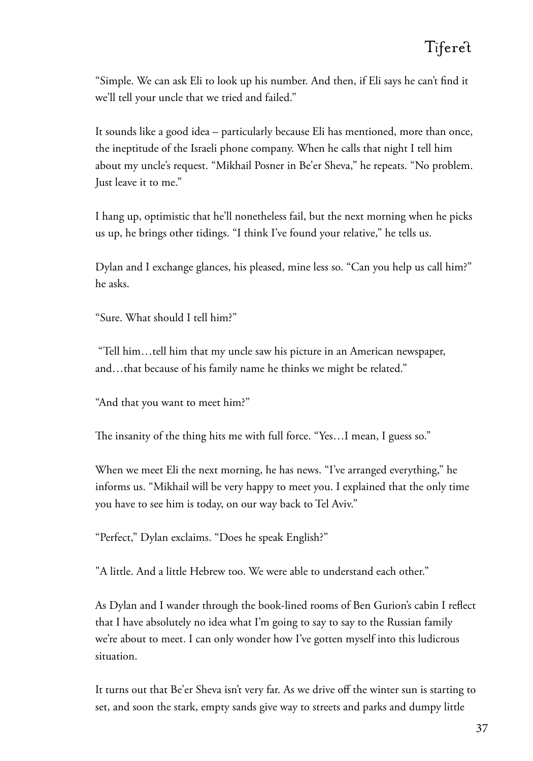"Simple. We can ask Eli to look up his number. And then, if Eli says he can't find it we'll tell your uncle that we tried and failed."

It sounds like a good idea – particularly because Eli has mentioned, more than once, the ineptitude of the Israeli phone company. When he calls that night I tell him about my uncle's request. "Mikhail Posner in Be'er Sheva," he repeats. "No problem. Just leave it to me."

I hang up, optimistic that he'll nonetheless fail, but the next morning when he picks us up, he brings other tidings. "I think I've found your relative," he tells us.

Dylan and I exchange glances, his pleased, mine less so. "Can you help us call him?" he asks.

"Sure. What should I tell him?"

"Tell him…tell him that my uncle saw his picture in an American newspaper, and…that because of his family name he thinks we might be related."

"And that you want to meet him?"

The insanity of the thing hits me with full force. "Yes…I mean, I guess so."

When we meet Eli the next morning, he has news. "I've arranged everything," he informs us. "Mikhail will be very happy to meet you. I explained that the only time you have to see him is today, on our way back to Tel Aviv."

"Perfect," Dylan exclaims. "Does he speak English?"

"A little. And a little Hebrew too. We were able to understand each other."

As Dylan and I wander through the book-lined rooms of Ben Gurion's cabin I reflect that I have absolutely no idea what I'm going to say to say to the Russian family we're about to meet. I can only wonder how I've gotten myself into this ludicrous situation.

It turns out that Be'er Sheva isn't very far. As we drive off the winter sun is starting to set, and soon the stark, empty sands give way to streets and parks and dumpy little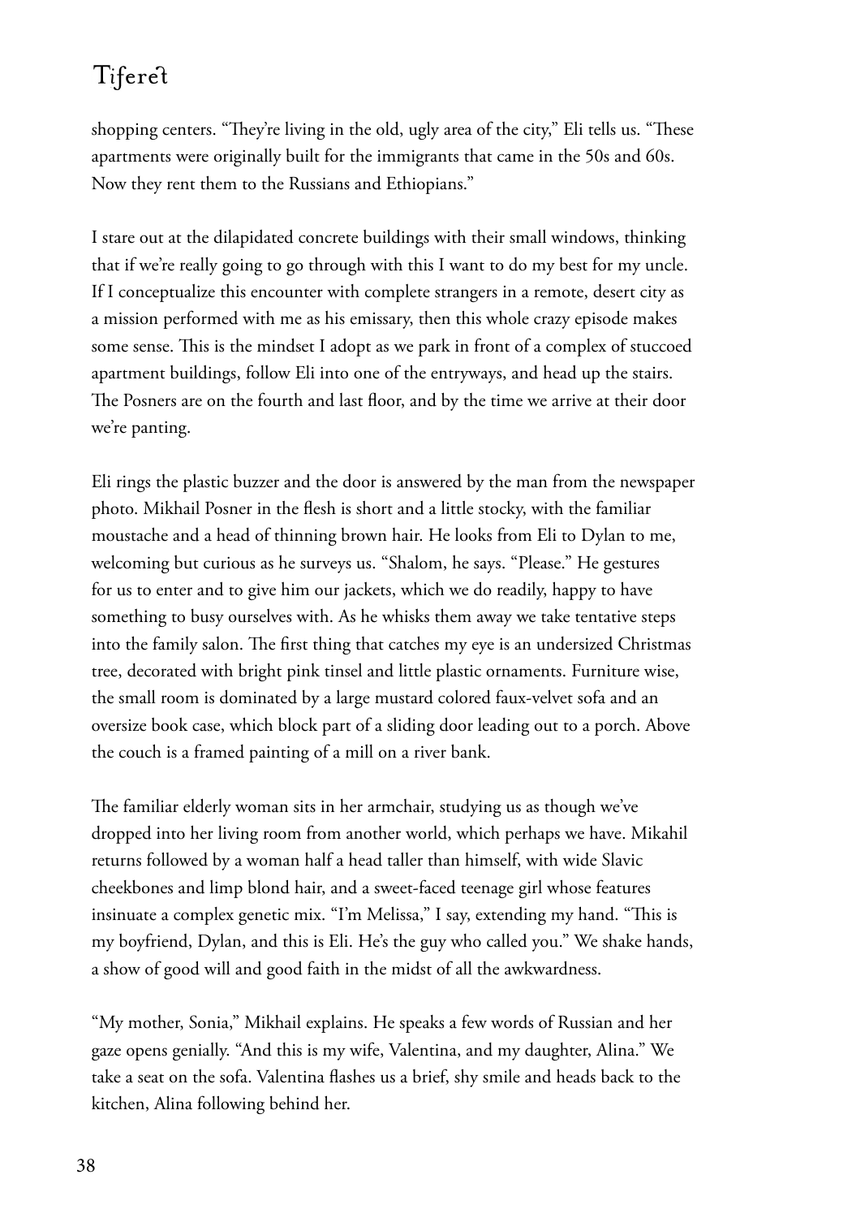shopping centers. "They're living in the old, ugly area of the city," Eli tells us. "These apartments were originally built for the immigrants that came in the 50s and 60s. Now they rent them to the Russians and Ethiopians."

I stare out at the dilapidated concrete buildings with their small windows, thinking that if we're really going to go through with this I want to do my best for my uncle. If I conceptualize this encounter with complete strangers in a remote, desert city as a mission performed with me as his emissary, then this whole crazy episode makes some sense. This is the mindset I adopt as we park in front of a complex of stuccoed apartment buildings, follow Eli into one of the entryways, and head up the stairs. The Posners are on the fourth and last floor, and by the time we arrive at their door we're panting.

Eli rings the plastic buzzer and the door is answered by the man from the newspaper photo. Mikhail Posner in the flesh is short and a little stocky, with the familiar moustache and a head of thinning brown hair. He looks from Eli to Dylan to me, welcoming but curious as he surveys us. "Shalom, he says. "Please." He gestures for us to enter and to give him our jackets, which we do readily, happy to have something to busy ourselves with. As he whisks them away we take tentative steps into the family salon. The first thing that catches my eye is an undersized Christmas tree, decorated with bright pink tinsel and little plastic ornaments. Furniture wise, the small room is dominated by a large mustard colored faux-velvet sofa and an oversize book case, which block part of a sliding door leading out to a porch. Above the couch is a framed painting of a mill on a river bank.

The familiar elderly woman sits in her armchair, studying us as though we've dropped into her living room from another world, which perhaps we have. Mikahil returns followed by a woman half a head taller than himself, with wide Slavic cheekbones and limp blond hair, and a sweet-faced teenage girl whose features insinuate a complex genetic mix. "I'm Melissa," I say, extending my hand. "This is my boyfriend, Dylan, and this is Eli. He's the guy who called you." We shake hands, a show of good will and good faith in the midst of all the awkwardness.

"My mother, Sonia," Mikhail explains. He speaks a few words of Russian and her gaze opens genially. "And this is my wife, Valentina, and my daughter, Alina." We take a seat on the sofa. Valentina flashes us a brief, shy smile and heads back to the kitchen, Alina following behind her.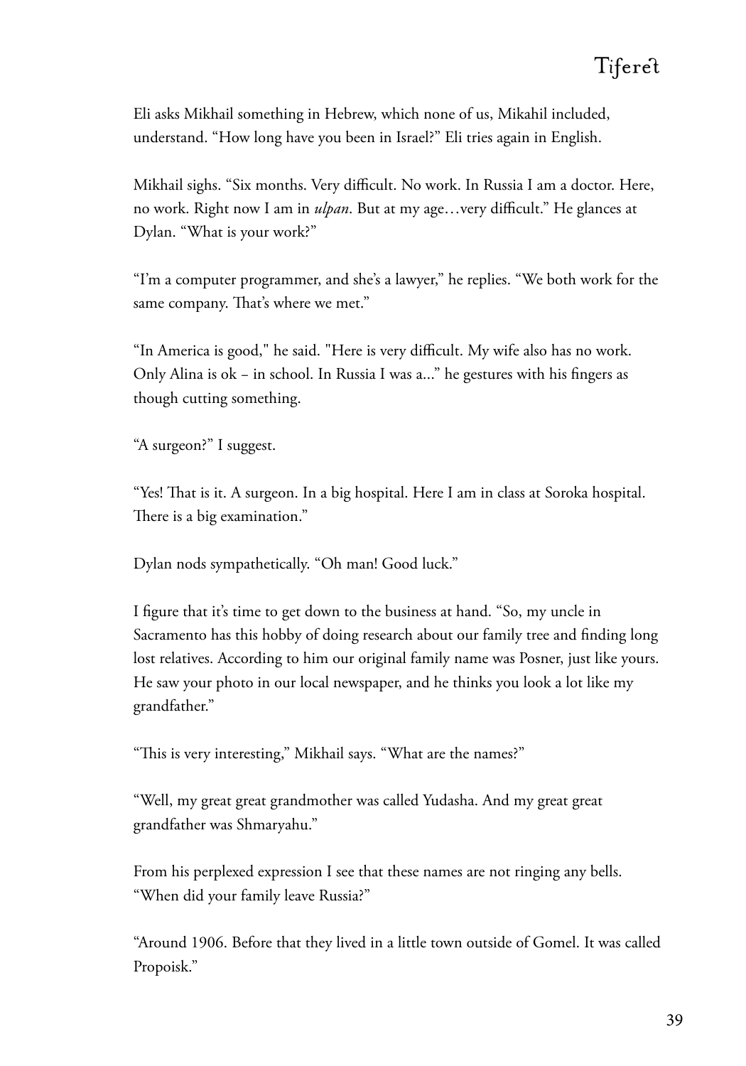Eli asks Mikhail something in Hebrew, which none of us, Mikahil included, understand. "How long have you been in Israel?" Eli tries again in English.

Mikhail sighs. "Six months. Very difficult. No work. In Russia I am a doctor. Here, no work. Right now I am in *ulpan*. But at my age…very difficult." He glances at Dylan. "What is your work?"

"I'm a computer programmer, and she's a lawyer," he replies. "We both work for the same company. That's where we met."

"In America is good," he said. "Here is very difficult. My wife also has no work. Only Alina is ok – in school. In Russia I was a..." he gestures with his fingers as though cutting something.

"A surgeon?" I suggest.

"Yes! That is it. A surgeon. In a big hospital. Here I am in class at Soroka hospital. There is a big examination."

Dylan nods sympathetically. "Oh man! Good luck."

I figure that it's time to get down to the business at hand. "So, my uncle in Sacramento has this hobby of doing research about our family tree and finding long lost relatives. According to him our original family name was Posner, just like yours. He saw your photo in our local newspaper, and he thinks you look a lot like my grandfather."

"This is very interesting," Mikhail says. "What are the names?"

"Well, my great great grandmother was called Yudasha. And my great great grandfather was Shmaryahu."

From his perplexed expression I see that these names are not ringing any bells. "When did your family leave Russia?"

"Around 1906. Before that they lived in a little town outside of Gomel. It was called Propoisk."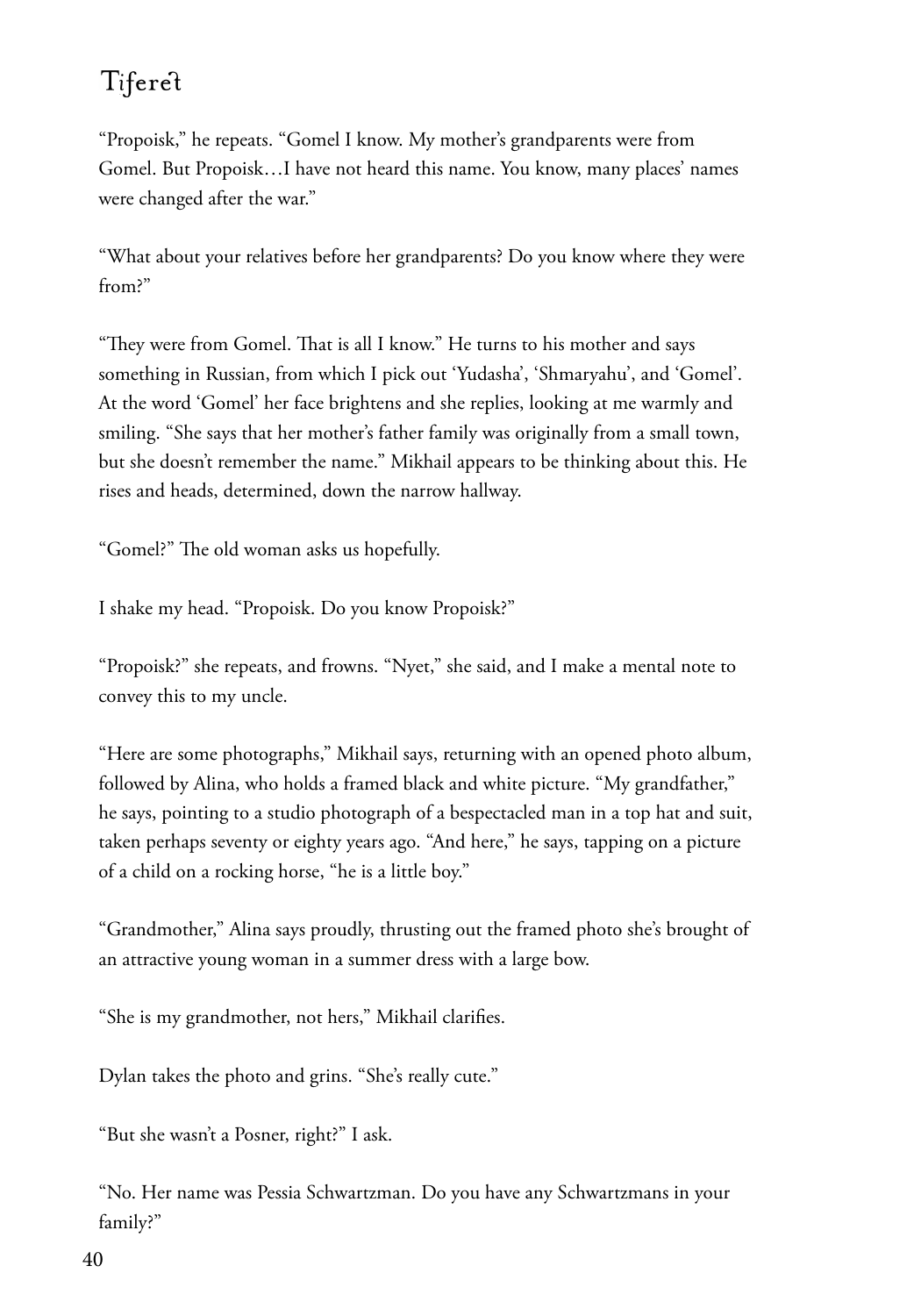"Propoisk," he repeats. "Gomel I know. My mother's grandparents were from Gomel. But Propoisk…I have not heard this name. You know, many places' names were changed after the war."

"What about your relatives before her grandparents? Do you know where they were from?"

"They were from Gomel. That is all I know." He turns to his mother and says something in Russian, from which I pick out 'Yudasha', 'Shmaryahu', and 'Gomel'. At the word 'Gomel' her face brightens and she replies, looking at me warmly and smiling. "She says that her mother's father family was originally from a small town, but she doesn't remember the name." Mikhail appears to be thinking about this. He rises and heads, determined, down the narrow hallway.

"Gomel?" The old woman asks us hopefully.

I shake my head. "Propoisk. Do you know Propoisk?"

"Propoisk?" she repeats, and frowns. "Nyet," she said, and I make a mental note to convey this to my uncle.

"Here are some photographs," Mikhail says, returning with an opened photo album, followed by Alina, who holds a framed black and white picture. "My grandfather," he says, pointing to a studio photograph of a bespectacled man in a top hat and suit, taken perhaps seventy or eighty years ago. "And here," he says, tapping on a picture of a child on a rocking horse, "he is a little boy."

"Grandmother," Alina says proudly, thrusting out the framed photo she's brought of an attractive young woman in a summer dress with a large bow.

"She is my grandmother, not hers," Mikhail clarifies.

Dylan takes the photo and grins. "She's really cute."

"But she wasn't a Posner, right?" I ask.

"No. Her name was Pessia Schwartzman. Do you have any Schwartzmans in your family?"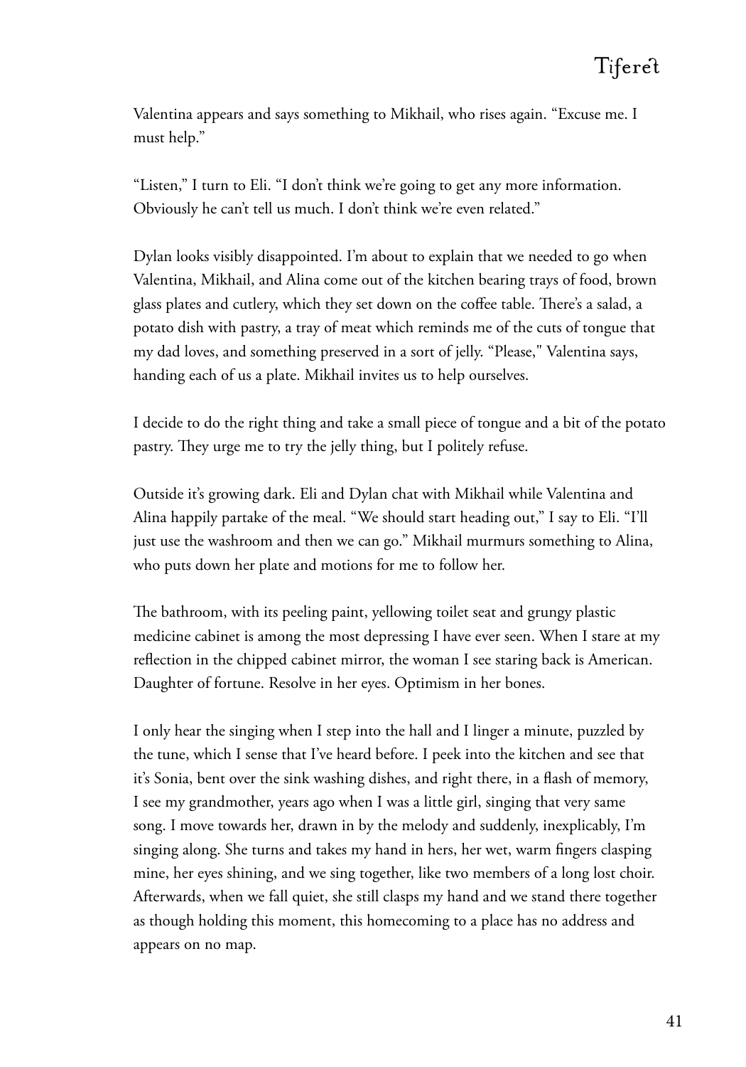Valentina appears and says something to Mikhail, who rises again. “Excuse me. I must help.”

“Listen,” I turn to Eli. “I don’t think we’re going to get any more information. Obviously he can’t tell us much. I don’t think we’re even related.”

Dylan looks visibly disappointed. I’m about to explain that we needed to go when Valentina, Mikhail, and Alina come out of the kitchen bearing trays of food, brown glass plates and cutlery, which they set down on the coffee table. There’s a salad, a potato dish with pastry, a tray of meat which reminds me of the cuts of tongue that my dad loves, and something preserved in a sort of jelly. “Please," Valentina says, handing each of us a plate. Mikhail invites us to help ourselves.

I decide to do the right thing and take a small piece of tongue and a bit of the potato pastry. They urge me to try the jelly thing, but I politely refuse.

Outside it’s growing dark. Eli and Dylan chat with Mikhail while Valentina and Alina happily partake of the meal. “We should start heading out,” I say to Eli. “I’ll just use the washroom and then we can go.” Mikhail murmurs something to Alina, who puts down her plate and motions for me to follow her.

The bathroom, with its peeling paint, yellowing toilet seat and grungy plastic medicine cabinet is among the most depressing I have ever seen. When I stare at my reflection in the chipped cabinet mirror, the woman I see staring back is American. Daughter of fortune. Resolve in her eyes. Optimism in her bones.

I only hear the singing when I step into the hall and I linger a minute, puzzled by the tune, which I sense that I’ve heard before. I peek into the kitchen and see that it’s Sonia, bent over the sink washing dishes, and right there, in a flash of memory, I see my grandmother, years ago when I was a little girl, singing that very same song. I move towards her, drawn in by the melody and suddenly, inexplicably, I’m singing along. She turns and takes my hand in hers, her wet, warm fingers clasping mine, her eyes shining, and we sing together, like two members of a long lost choir. Afterwards, when we fall quiet, she still clasps my hand and we stand there together as though holding this moment, this homecoming to a place has no address and appears on no map.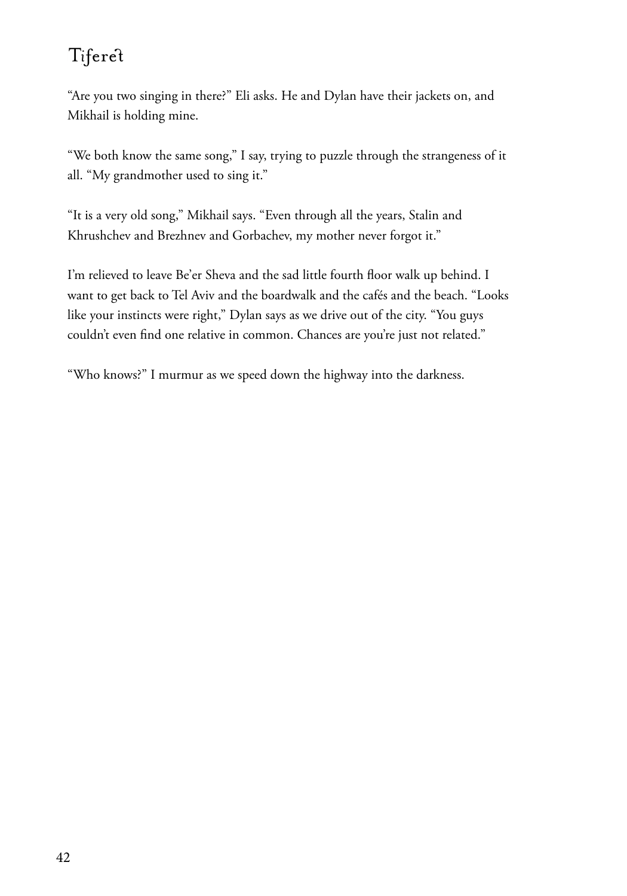# Tiferet

“Are you two singing in there?” Eli asks. He and Dylan have their jackets on, and Mikhail is holding mine.

“We both know the same song,” I say, trying to puzzle through the strangeness of it all. “My grandmother used to sing it.”

“It is a very old song,” Mikhail says. “Even through all the years, Stalin and Khrushchev and Brezhnev and Gorbachev, my mother never forgot it.”

I’m relieved to leave Be’er Sheva and the sad little fourth floor walk up behind. I want to get back to Tel Aviv and the boardwalk and the cafés and the beach. “Looks like your instincts were right,” Dylan says as we drive out of the city. “You guys couldn’t even find one relative in common. Chances are you’re just not related.”

“Who knows?” I murmur as we speed down the highway into the darkness.